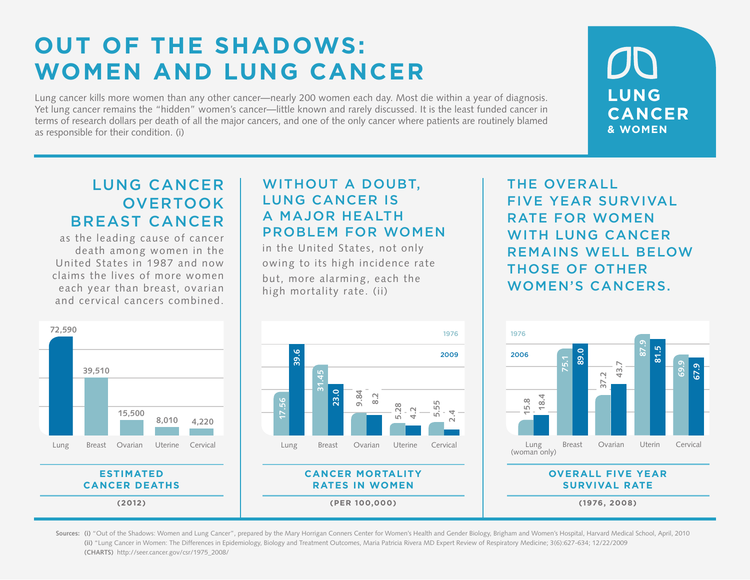# OUT OF THE SHADOWS: WOMEN AND LUNG CANCER

Lung cancer kills more women than any other cancer—nearly 200 women each day. Most die within a year of diagnosis. Yet lung cancer remains the "hidden" women's cancer—little known and rarely discussed. It is the least funded cancer in terms of research dollars per death of all the major cancers, and one of the only cancer where patients are routinely blamed as responsible for their condition. (i)

**LUNG CANCER & WOMEN**

## LUNG CANCER OVERTOOK BREAST CANCER

as the leading cause of cancer death among women in the United States in 1987 and now claims the lives of more women each year than breast, ovarian and cervical cancers combined.

| | Lung | Breast | Ovarian | Uterine | Cervical |
|---|---|---|---|---|---|
| Deaths | 72,590 | 39,510 | 15,500 | 8,010 | 4,220 |

**ESTIMATED CANCER DEATHS**

**(2012)**

## WITHOUT A DOUBT, LUNG CANCER IS A MAJOR HEALTH PROBLEM FOR WOMEN

in the United States, not only owing to its high incidence rate but, more alarming, each the high mortality rate. (ii)

| | Lung | Breast | Ovarian | Uterine | Cervical |
|---|---|---|---|---|---|
| 1976 | 17.56 | 31.45 | 9.84 | 5.28 | 5.55 |
| 2009 | 39.6 | 23.0 | 8.2 | 4.2 | 2.4 |

**CANCER MORTALITY RATES IN WOMEN**

**(PER 100,000)**

## THE OVERALL FIVE YEAR SURVIVAL RATE FOR WOMEN WITH LUNG CANCER REMAINS WELL BELOW THOSE OF OTHER WOMEN'S CANCERS.

| | Lung (woman only) | Breast | Ovarian | Uterin | Cervical |
|---|---|---|---|---|---|
| 1976 | 15.8 | 75.1 | 37.2 | 87.9 | 69.9 |
| 2006 | 18.4 | 89.0 | 43.7 | 81.5 | 67.9 |

**OVERALL FIVE YEAR SURVIVAL RATE**

**(1976, 2008)**

**Sources:** **(i)** "Out of the Shadows: Women and Lung Cancer", prepared by the Mary Horrigan Conners Center for Women's Health and Gender Biology, Brigham and Women's Hospital, Harvard Medical School, April, 2010
**(ii)** "Lung Cancer in Women: The Differences in Epidemiology, Biology and Treatment Outcomes, Maria Patricia Rivera MD Expert Review of Respiratory Medicine; 3(6):627-634; 12/22/2009
**(CHARTS)** http://seer.cancer.gov/csr/1975_2008/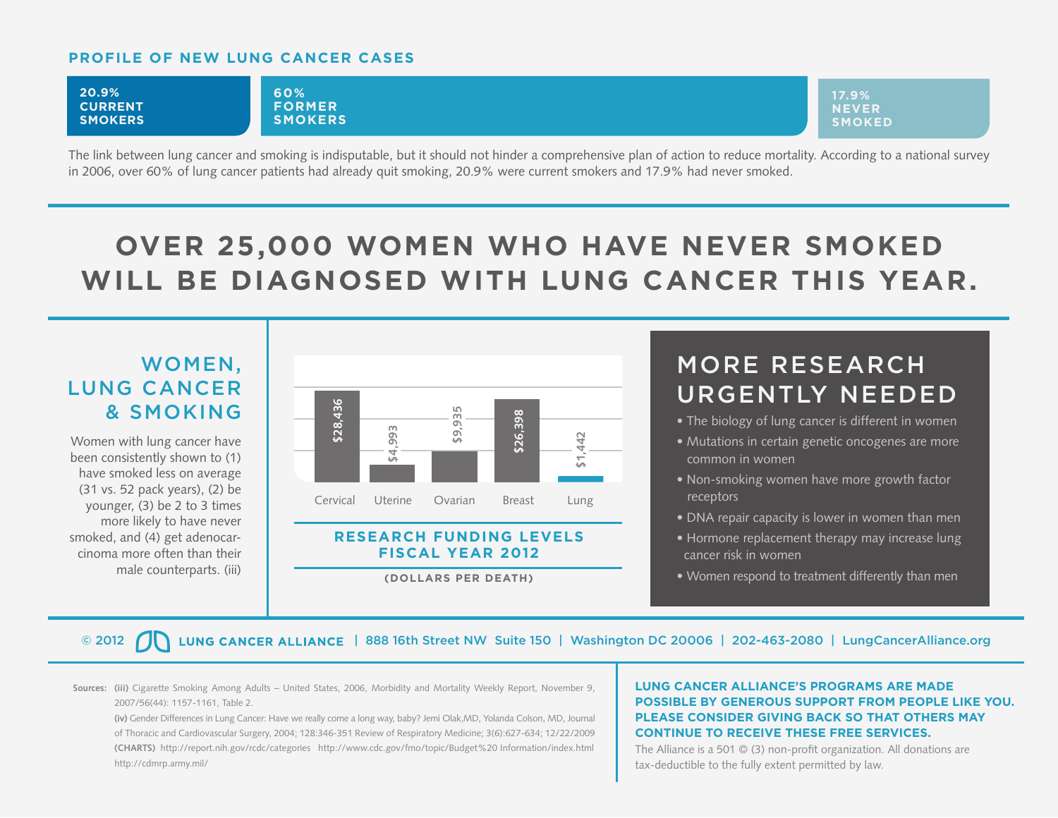## PROFILE OF NEW LUNG CANCER CASES

20.9%
CURRENT SMOKERS

60%
FORMER SMOKERS

17.9%
NEVER SMOKED

The link between lung cancer and smoking is indisputable, but it should not hinder a comprehensive plan of action to reduce mortality. According to a national survey in 2006, over 60% of lung cancer patients had already quit smoking, 20.9% were current smokers and 17.9% had never smoked.

# OVER 25,000 WOMEN WHO HAVE NEVER SMOKED WILL BE DIAGNOSED WITH LUNG CANCER THIS YEAR.

## WOMEN, LUNG CANCER & SMOKING

Women with lung cancer have been consistently shown to (1) have smoked less on average (31 vs. 52 pack years), (2) be younger, (3) be 2 to 3 times more likely to have never smoked, and (4) get adenocarcinoma more often than their male counterparts. (iii)

$28,436
$4,993
$9,935
$26,398
$1,442

Cervical
Uterine
Ovarian
Breast
Lung

**RESEARCH FUNDING LEVELS FISCAL YEAR 2012**

**(DOLLARS PER DEATH)**

## MORE RESEARCH URGENTLY NEEDED

- The biology of lung cancer is different in women
- Mutations in certain genetic oncogenes are more common in women
- Non-smoking women have more growth factor receptors
- DNA repair capacity is lower in women than men
- Hormone replacement therapy may increase lung cancer risk in women
- Women respond to treatment differently than men

© 2012 LUNG CANCER ALLIANCE | 888 16th Street NW Suite 150 | Washington DC 20006 | 202-463-2080 | LungCancerAlliance.org

**Sources:** **(iii)** Cigarette Smoking Among Adults – United States, 2006, Morbidity and Mortality Weekly Report, November 9, 2007/56(44): 1157-1161, Table 2.

**(iv)** Gender Differences in Lung Cancer: Have we really come a long way, baby? Jemi Olak,MD, Yolanda Colson, MD, Journal of Thoracic and Cardiovascular Surgery, 2004; 128:346-351 Review of Respiratory Medicine; 3(6):627-634; 12/22/2009

**(CHARTS)** http://report.nih.gov/rcdc/categories http://www.cdc.gov/fmo/topic/Budget%20 Information/index.html http://cdmrp.army.mil/

**LUNG CANCER ALLIANCE'S PROGRAMS ARE MADE POSSIBLE BY GENEROUS SUPPORT FROM PEOPLE LIKE YOU. PLEASE CONSIDER GIVING BACK SO THAT OTHERS MAY CONTINUE TO RECEIVE THESE FREE SERVICES.**

The Alliance is a 501 © (3) non-profit organization. All donations are tax-deductible to the fully extent permitted by law.